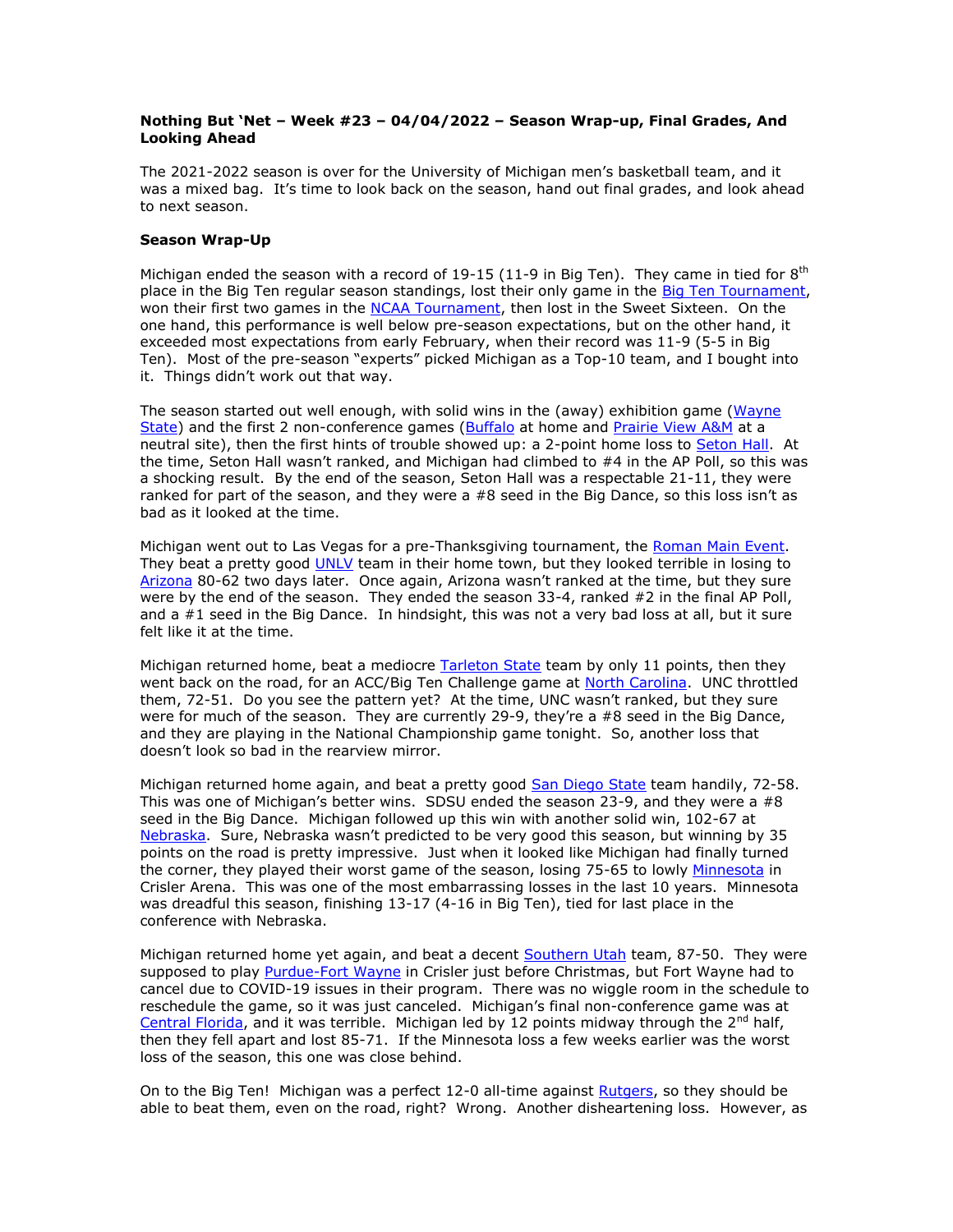**Nothing But 'Net – Week #23 – 04/04/2022 – Season Wrap-up, Final Grades, And Looking Ahead**

The 2021-2022 season is over for the University of Michigan men's basketball team, and it was a mixed bag. It's time to look back on the season, hand out final grades, and look ahead to next season.

**Season Wrap-Up**

Michigan ended the season with a record of 19-15 (11-9 in Big Ten). They came in tied for 8th place in the Big Ten regular season standings, lost their only game in the Big Ten Tournament, won their first two games in the NCAA Tournament, then lost in the Sweet Sixteen. On the one hand, this performance is well below pre-season expectations, but on the other hand, it exceeded most expectations from early February, when their record was 11-9 (5-5 in Big Ten). Most of the pre-season "experts" picked Michigan as a Top-10 team, and I bought into it. Things didn't work out that way.

The season started out well enough, with solid wins in the (away) exhibition game (Wayne State) and the first 2 non-conference games (Buffalo at home and Prairie View A&M at a neutral site), then the first hints of trouble showed up: a 2-point home loss to Seton Hall. At the time, Seton Hall wasn't ranked, and Michigan had climbed to #4 in the AP Poll, so this was a shocking result. By the end of the season, Seton Hall was a respectable 21-11, they were ranked for part of the season, and they were a #8 seed in the Big Dance, so this loss isn't as bad as it looked at the time.

Michigan went out to Las Vegas for a pre-Thanksgiving tournament, the Roman Main Event. They beat a pretty good UNLV team in their home town, but they looked terrible in losing to Arizona 80-62 two days later. Once again, Arizona wasn't ranked at the time, but they sure were by the end of the season. They ended the season 33-4, ranked #2 in the final AP Poll, and a #1 seed in the Big Dance. In hindsight, this was not a very bad loss at all, but it sure felt like it at the time.

Michigan returned home, beat a mediocre Tarleton State team by only 11 points, then they went back on the road, for an ACC/Big Ten Challenge game at North Carolina. UNC throttled them, 72-51. Do you see the pattern yet? At the time, UNC wasn't ranked, but they sure were for much of the season. They are currently 29-9, they're a #8 seed in the Big Dance, and they are playing in the National Championship game tonight. So, another loss that doesn't look so bad in the rearview mirror.

Michigan returned home again, and beat a pretty good San Diego State team handily, 72-58. This was one of Michigan's better wins. SDSU ended the season 23-9, and they were a #8 seed in the Big Dance. Michigan followed up this win with another solid win, 102-67 at Nebraska. Sure, Nebraska wasn't predicted to be very good this season, but winning by 35 points on the road is pretty impressive. Just when it looked like Michigan had finally turned the corner, they played their worst game of the season, losing 75-65 to lowly Minnesota in Crisler Arena. This was one of the most embarrassing losses in the last 10 years. Minnesota was dreadful this season, finishing 13-17 (4-16 in Big Ten), tied for last place in the conference with Nebraska.

Michigan returned home yet again, and beat a decent Southern Utah team, 87-50. They were supposed to play Purdue-Fort Wayne in Crisler just before Christmas, but Fort Wayne had to cancel due to COVID-19 issues in their program. There was no wiggle room in the schedule to reschedule the game, so it was just canceled. Michigan's final non-conference game was at Central Florida, and it was terrible. Michigan led by 12 points midway through the 2nd half, then they fell apart and lost 85-71. If the Minnesota loss a few weeks earlier was the worst loss of the season, this one was close behind.

On to the Big Ten! Michigan was a perfect 12-0 all-time against Rutgers, so they should be able to beat them, even on the road, right? Wrong. Another disheartening loss. However, as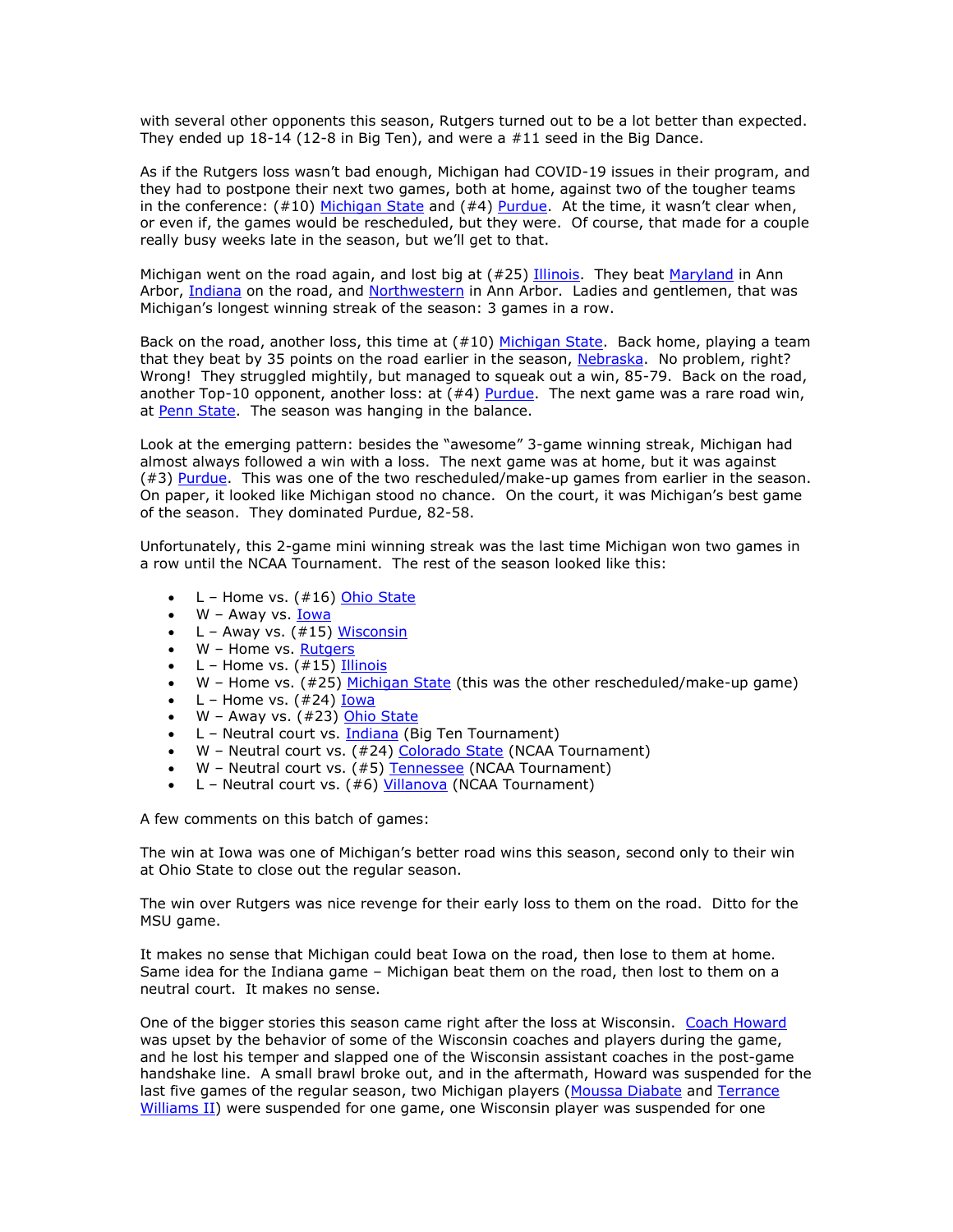with several other opponents this season, Rutgers turned out to be a lot better than expected. They ended up 18-14 (12-8 in Big Ten), and were a #11 seed in the Big Dance.

As if the Rutgers loss wasn't bad enough, Michigan had COVID-19 issues in their program, and they had to postpone their next two games, both at home, against two of the tougher teams in the conference: (#10) Michigan State and (#4) Purdue. At the time, it wasn't clear when, or even if, the games would be rescheduled, but they were. Of course, that made for a couple really busy weeks late in the season, but we'll get to that.

Michigan went on the road again, and lost big at (#25) Illinois. They beat Maryland in Ann Arbor, Indiana on the road, and Northwestern in Ann Arbor. Ladies and gentlemen, that was Michigan's longest winning streak of the season: 3 games in a row.

Back on the road, another loss, this time at (#10) Michigan State. Back home, playing a team that they beat by 35 points on the road earlier in the season, Nebraska. No problem, right? Wrong! They struggled mightily, but managed to squeak out a win, 85-79. Back on the road, another Top-10 opponent, another loss: at (#4) Purdue. The next game was a rare road win, at Penn State. The season was hanging in the balance.

Look at the emerging pattern: besides the "awesome" 3-game winning streak, Michigan had almost always followed a win with a loss. The next game was at home, but it was against (#3) Purdue. This was one of the two rescheduled/make-up games from earlier in the season. On paper, it looked like Michigan stood no chance. On the court, it was Michigan's best game of the season. They dominated Purdue, 82-58.

Unfortunately, this 2-game mini winning streak was the last time Michigan won two games in a row until the NCAA Tournament. The rest of the season looked like this:

- L – Home vs. (#16) Ohio State
- W – Away vs. Iowa
- L – Away vs. (#15) Wisconsin
- W – Home vs. Rutgers
- L – Home vs. (#15) Illinois
- W – Home vs. (#25) Michigan State (this was the other rescheduled/make-up game)
- L – Home vs. (#24) Iowa
- W – Away vs. (#23) Ohio State
- L – Neutral court vs. Indiana (Big Ten Tournament)
- W – Neutral court vs. (#24) Colorado State (NCAA Tournament)
- W – Neutral court vs. (#5) Tennessee (NCAA Tournament)
- L – Neutral court vs. (#6) Villanova (NCAA Tournament)

A few comments on this batch of games:

The win at Iowa was one of Michigan's better road wins this season, second only to their win at Ohio State to close out the regular season.

The win over Rutgers was nice revenge for their early loss to them on the road. Ditto for the MSU game.

It makes no sense that Michigan could beat Iowa on the road, then lose to them at home. Same idea for the Indiana game – Michigan beat them on the road, then lost to them on a neutral court. It makes no sense.

One of the bigger stories this season came right after the loss at Wisconsin. Coach Howard was upset by the behavior of some of the Wisconsin coaches and players during the game, and he lost his temper and slapped one of the Wisconsin assistant coaches in the post-game handshake line. A small brawl broke out, and in the aftermath, Howard was suspended for the last five games of the regular season, two Michigan players (Moussa Diabate and Terrance Williams II) were suspended for one game, one Wisconsin player was suspended for one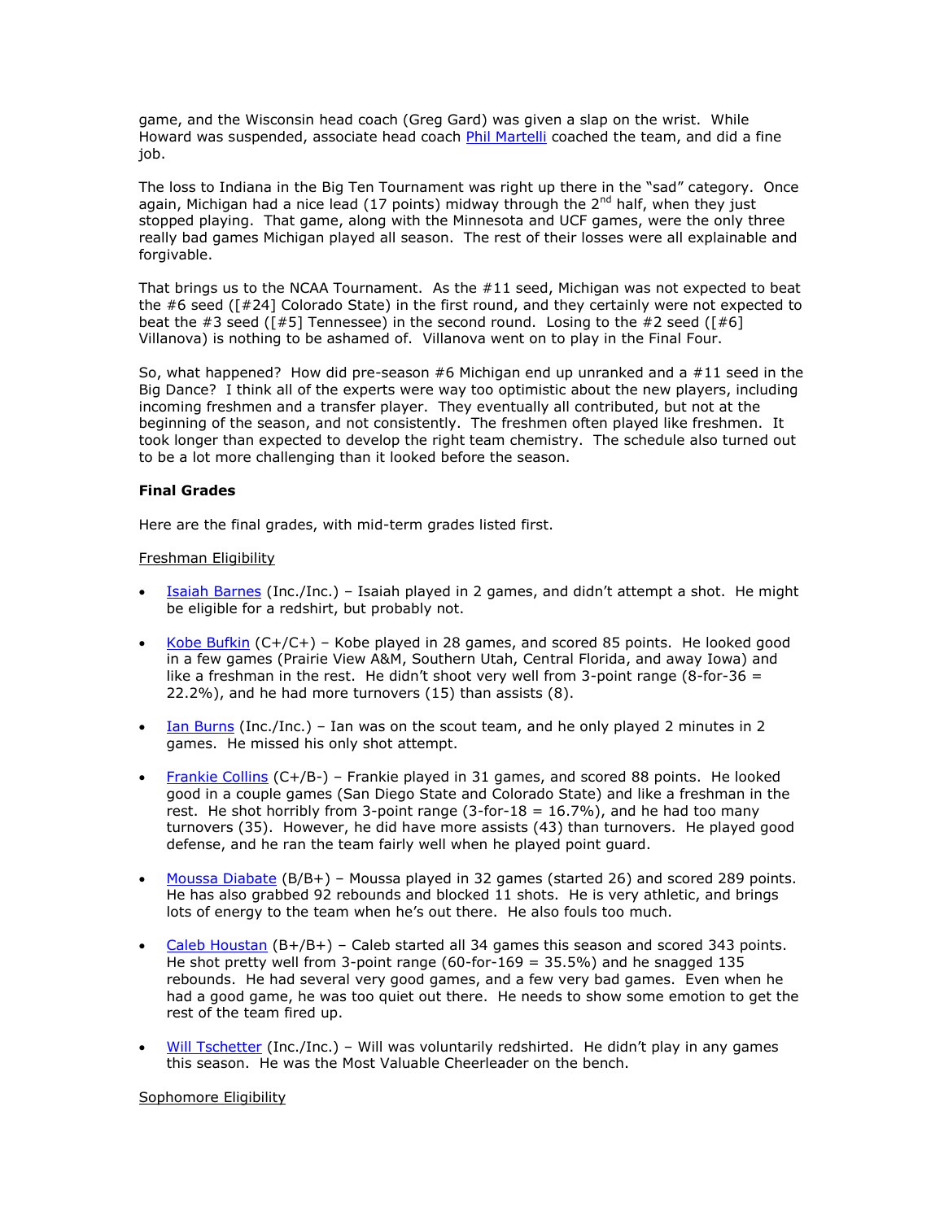game, and the Wisconsin head coach (Greg Gard) was given a slap on the wrist. While Howard was suspended, associate head coach Phil Martelli coached the team, and did a fine job.

The loss to Indiana in the Big Ten Tournament was right up there in the "sad" category. Once again, Michigan had a nice lead (17 points) midway through the 2nd half, when they just stopped playing. That game, along with the Minnesota and UCF games, were the only three really bad games Michigan played all season. The rest of their losses were all explainable and forgivable.

That brings us to the NCAA Tournament. As the #11 seed, Michigan was not expected to beat the #6 seed ([#24] Colorado State) in the first round, and they certainly were not expected to beat the #3 seed ([#5] Tennessee) in the second round. Losing to the #2 seed ([#6] Villanova) is nothing to be ashamed of. Villanova went on to play in the Final Four.

So, what happened? How did pre-season #6 Michigan end up unranked and a #11 seed in the Big Dance? I think all of the experts were way too optimistic about the new players, including incoming freshmen and a transfer player. They eventually all contributed, but not at the beginning of the season, and not consistently. The freshmen often played like freshmen. It took longer than expected to develop the right team chemistry. The schedule also turned out to be a lot more challenging than it looked before the season.

**Final Grades**

Here are the final grades, with mid-term grades listed first.

Freshman Eligibility

- Isaiah Barnes (Inc./Inc.) – Isaiah played in 2 games, and didn't attempt a shot. He might be eligible for a redshirt, but probably not.
- Kobe Bufkin (C+/C+) – Kobe played in 28 games, and scored 85 points. He looked good in a few games (Prairie View A&M, Southern Utah, Central Florida, and away Iowa) and like a freshman in the rest. He didn't shoot very well from 3-point range (8-for-36 = 22.2%), and he had more turnovers (15) than assists (8).
- Ian Burns (Inc./Inc.) – Ian was on the scout team, and he only played 2 minutes in 2 games. He missed his only shot attempt.
- Frankie Collins (C+/B-) – Frankie played in 31 games, and scored 88 points. He looked good in a couple games (San Diego State and Colorado State) and like a freshman in the rest. He shot horribly from 3-point range (3-for-18 = 16.7%), and he had too many turnovers (35). However, he did have more assists (43) than turnovers. He played good defense, and he ran the team fairly well when he played point guard.
- Moussa Diabate (B/B+) – Moussa played in 32 games (started 26) and scored 289 points. He has also grabbed 92 rebounds and blocked 11 shots. He is very athletic, and brings lots of energy to the team when he's out there. He also fouls too much.
- Caleb Houstan (B+/B+) – Caleb started all 34 games this season and scored 343 points. He shot pretty well from 3-point range (60-for-169 = 35.5%) and he snagged 135 rebounds. He had several very good games, and a few very bad games. Even when he had a good game, he was too quiet out there. He needs to show some emotion to get the rest of the team fired up.
- Will Tschetter (Inc./Inc.) – Will was voluntarily redshirted. He didn't play in any games this season. He was the Most Valuable Cheerleader on the bench.

Sophomore Eligibility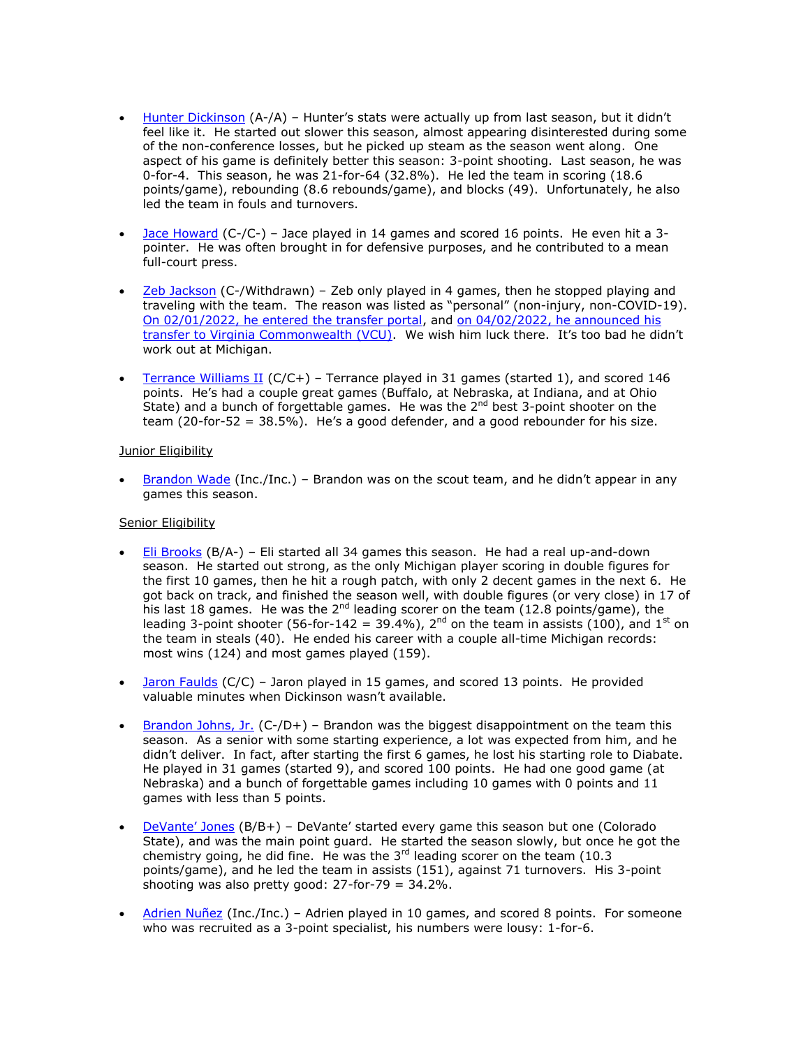- [Hunter Dickinson]() (A-/A) – Hunter's stats were actually up from last season, but it didn't feel like it. He started out slower this season, almost appearing disinterested during some of the non-conference losses, but he picked up steam as the season went along. One aspect of his game is definitely better this season: 3-point shooting. Last season, he was 0-for-4. This season, he was 21-for-64 (32.8%). He led the team in scoring (18.6 points/game), rebounding (8.6 rebounds/game), and blocks (49). Unfortunately, he also led the team in fouls and turnovers.

- [Jace Howard]() (C-/C-) – Jace played in 14 games and scored 16 points. He even hit a 3-pointer. He was often brought in for defensive purposes, and he contributed to a mean full-court press.

- [Zeb Jackson]() (C-/Withdrawn) – Zeb only played in 4 games, then he stopped playing and traveling with the team. The reason was listed as "personal" (non-injury, non-COVID-19). [On 02/01/2022, he entered the transfer portal](), and [on 04/02/2022, he announced his transfer to Virginia Commonwealth (VCU)](). We wish him luck there. It's too bad he didn't work out at Michigan.

- [Terrance Williams II]() (C/C+) – Terrance played in 31 games (started 1), and scored 146 points. He's had a couple great games (Buffalo, at Nebraska, at Indiana, and at Ohio State) and a bunch of forgettable games. He was the 2nd best 3-point shooter on the team (20-for-52 = 38.5%). He's a good defender, and a good rebounder for his size.

<u>Junior Eligibility</u>

- [Brandon Wade]() (Inc./Inc.) – Brandon was on the scout team, and he didn't appear in any games this season.

<u>Senior Eligibility</u>

- [Eli Brooks]() (B/A-) – Eli started all 34 games this season. He had a real up-and-down season. He started out strong, as the only Michigan player scoring in double figures for the first 10 games, then he hit a rough patch, with only 2 decent games in the next 6. He got back on track, and finished the season well, with double figures (or very close) in 17 of his last 18 games. He was the 2nd leading scorer on the team (12.8 points/game), the leading 3-point shooter (56-for-142 = 39.4%), 2nd on the team in assists (100), and 1st on the team in steals (40). He ended his career with a couple all-time Michigan records: most wins (124) and most games played (159).

- [Jaron Faulds]() (C/C) – Jaron played in 15 games, and scored 13 points. He provided valuable minutes when Dickinson wasn't available.

- [Brandon Johns, Jr.]() (C-/D+) – Brandon was the biggest disappointment on the team this season. As a senior with some starting experience, a lot was expected from him, and he didn't deliver. In fact, after starting the first 6 games, he lost his starting role to Diabate. He played in 31 games (started 9), and scored 100 points. He had one good game (at Nebraska) and a bunch of forgettable games including 10 games with 0 points and 11 games with less than 5 points.

- [DeVante' Jones]() (B/B+) – DeVante' started every game this season but one (Colorado State), and was the main point guard. He started the season slowly, but once he got the chemistry going, he did fine. He was the 3rd leading scorer on the team (10.3 points/game), and he led the team in assists (151), against 71 turnovers. His 3-point shooting was also pretty good: 27-for-79 = 34.2%.

- [Adrien Nuñez]() (Inc./Inc.) – Adrien played in 10 games, and scored 8 points. For someone who was recruited as a 3-point specialist, his numbers were lousy: 1-for-6.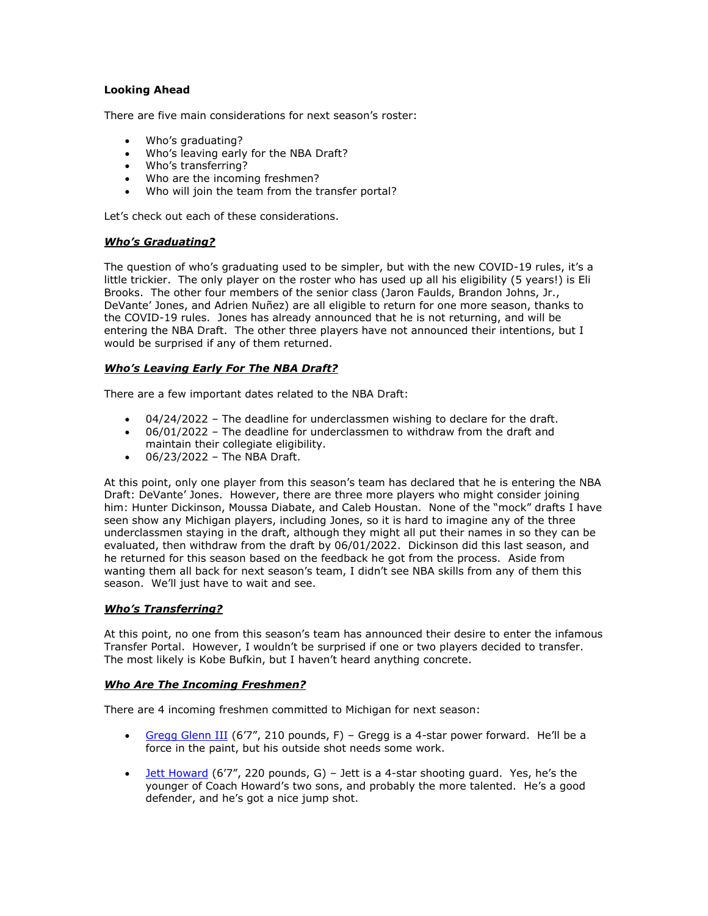**Looking Ahead**

There are five main considerations for next season's roster:

- Who's graduating?
- Who's leaving early for the NBA Draft?
- Who's transferring?
- Who are the incoming freshmen?
- Who will join the team from the transfer portal?

Let's check out each of these considerations.

***Who's Graduating?***

The question of who's graduating used to be simpler, but with the new COVID-19 rules, it's a little trickier. The only player on the roster who has used up all his eligibility (5 years!) is Eli Brooks. The other four members of the senior class (Jaron Faulds, Brandon Johns, Jr., DeVante' Jones, and Adrien Nuñez) are all eligible to return for one more season, thanks to the COVID-19 rules. Jones has already announced that he is not returning, and will be entering the NBA Draft. The other three players have not announced their intentions, but I would be surprised if any of them returned.

***Who's Leaving Early For The NBA Draft?***

There are a few important dates related to the NBA Draft:

- 04/24/2022 – The deadline for underclassmen wishing to declare for the draft.
- 06/01/2022 – The deadline for underclassmen to withdraw from the draft and maintain their collegiate eligibility.
- 06/23/2022 – The NBA Draft.

At this point, only one player from this season's team has declared that he is entering the NBA Draft: DeVante' Jones. However, there are three more players who might consider joining him: Hunter Dickinson, Moussa Diabate, and Caleb Houstan. None of the "mock" drafts I have seen show any Michigan players, including Jones, so it is hard to imagine any of the three underclassmen staying in the draft, although they might all put their names in so they can be evaluated, then withdraw from the draft by 06/01/2022. Dickinson did this last season, and he returned for this season based on the feedback he got from the process. Aside from wanting them all back for next season's team, I didn't see NBA skills from any of them this season. We'll just have to wait and see.

***Who's Transferring?***

At this point, no one from this season's team has announced their desire to enter the infamous Transfer Portal. However, I wouldn't be surprised if one or two players decided to transfer. The most likely is Kobe Bufkin, but I haven't heard anything concrete.

***Who Are The Incoming Freshmen?***

There are 4 incoming freshmen committed to Michigan for next season:

- Gregg Glenn III (6'7", 210 pounds, F) – Gregg is a 4-star power forward. He'll be a force in the paint, but his outside shot needs some work.

- Jett Howard (6'7", 220 pounds, G) – Jett is a 4-star shooting guard. Yes, he's the younger of Coach Howard's two sons, and probably the more talented. He's a good defender, and he's got a nice jump shot.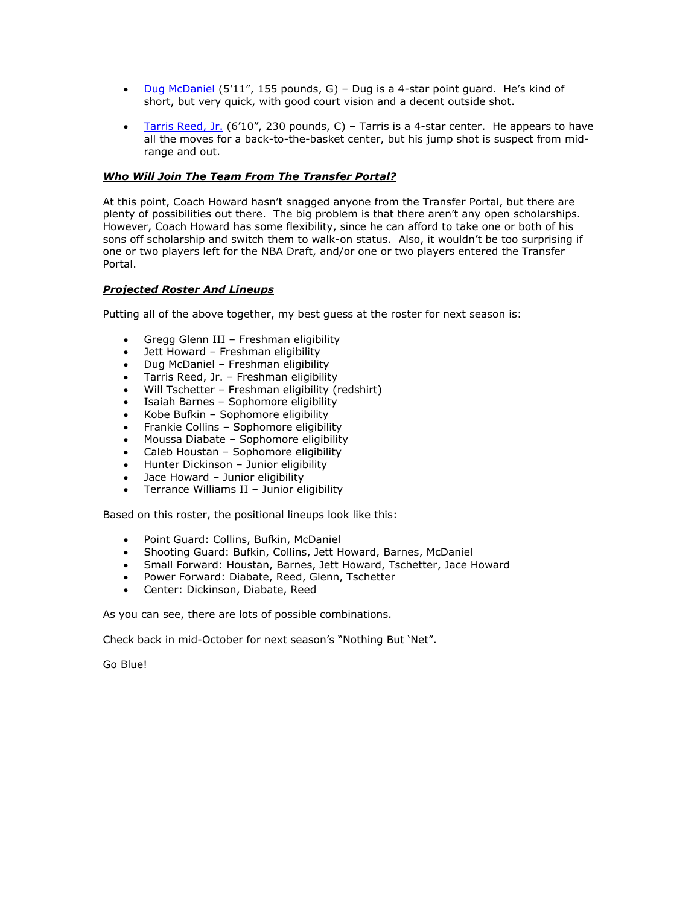- [Dug McDaniel](#) (5'11", 155 pounds, G) – Dug is a 4-star point guard. He's kind of short, but very quick, with good court vision and a decent outside shot.

- [Tarris Reed, Jr.](#) (6'10", 230 pounds, C) – Tarris is a 4-star center. He appears to have all the moves for a back-to-the-basket center, but his jump shot is suspect from mid-range and out.

***Who Will Join The Team From The Transfer Portal?***

At this point, Coach Howard hasn't snagged anyone from the Transfer Portal, but there are plenty of possibilities out there. The big problem is that there aren't any open scholarships. However, Coach Howard has some flexibility, since he can afford to take one or both of his sons off scholarship and switch them to walk-on status. Also, it wouldn't be too surprising if one or two players left for the NBA Draft, and/or one or two players entered the Transfer Portal.

***Projected Roster And Lineups***

Putting all of the above together, my best guess at the roster for next season is:

- Gregg Glenn III – Freshman eligibility
- Jett Howard – Freshman eligibility
- Dug McDaniel – Freshman eligibility
- Tarris Reed, Jr. – Freshman eligibility
- Will Tschetter – Freshman eligibility (redshirt)
- Isaiah Barnes – Sophomore eligibility
- Kobe Bufkin – Sophomore eligibility
- Frankie Collins – Sophomore eligibility
- Moussa Diabate – Sophomore eligibility
- Caleb Houstan – Sophomore eligibility
- Hunter Dickinson – Junior eligibility
- Jace Howard – Junior eligibility
- Terrance Williams II – Junior eligibility

Based on this roster, the positional lineups look like this:

- Point Guard: Collins, Bufkin, McDaniel
- Shooting Guard: Bufkin, Collins, Jett Howard, Barnes, McDaniel
- Small Forward: Houstan, Barnes, Jett Howard, Tschetter, Jace Howard
- Power Forward: Diabate, Reed, Glenn, Tschetter
- Center: Dickinson, Diabate, Reed

As you can see, there are lots of possible combinations.

Check back in mid-October for next season's "Nothing But 'Net".

Go Blue!